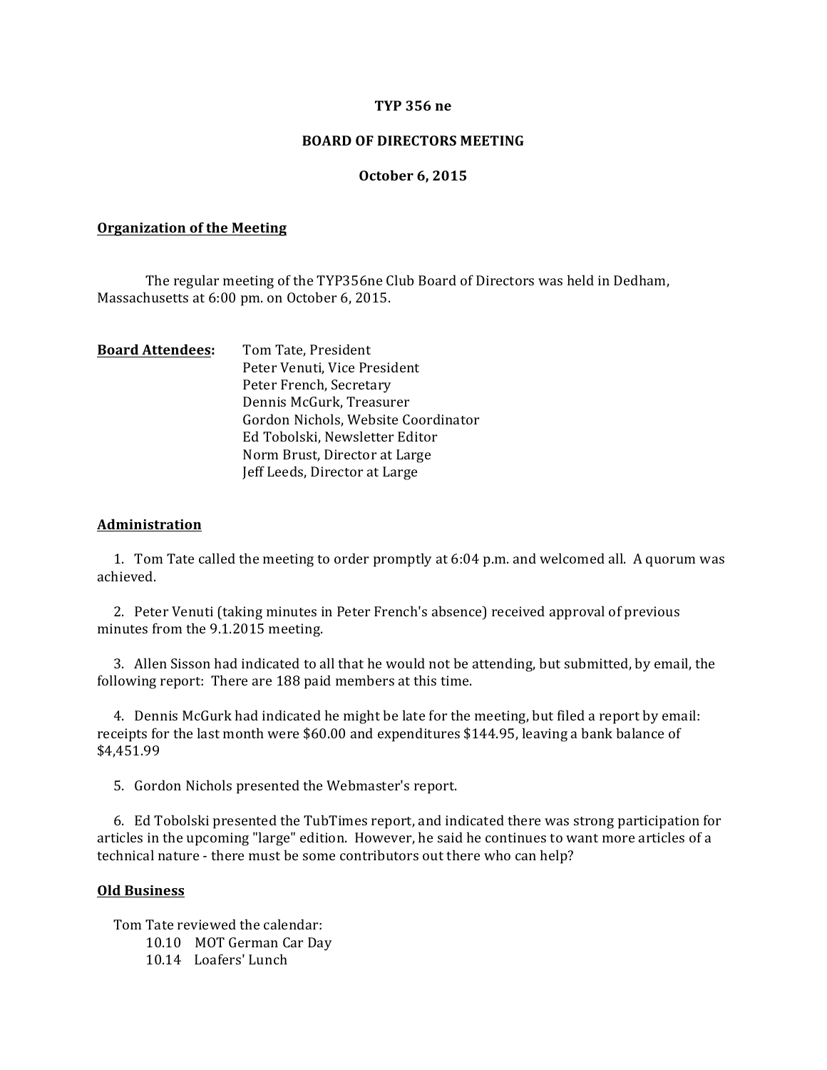**TYP 356 ne**

**BOARD OF DIRECTORS MEETING**

**October 6, 2015**

## Organization of the Meeting

The regular meeting of the TYP356ne Club Board of Directors was held in Dedham, Massachusetts at 6:00 pm. on October 6, 2015.

**Board Attendees:**
Tom Tate, President
Peter Venuti, Vice President
Peter French, Secretary
Dennis McGurk, Treasurer
Gordon Nichols, Website Coordinator
Ed Tobolski, Newsletter Editor
Norm Brust, Director at Large
Jeff Leeds, Director at Large

## Administration

1. Tom Tate called the meeting to order promptly at 6:04 p.m. and welcomed all. A quorum was achieved.

2. Peter Venuti (taking minutes in Peter French's absence) received approval of previous minutes from the 9.1.2015 meeting.

3. Allen Sisson had indicated to all that he would not be attending, but submitted, by email, the following report: There are 188 paid members at this time.

4. Dennis McGurk had indicated he might be late for the meeting, but filed a report by email: receipts for the last month were $60.00 and expenditures $144.95, leaving a bank balance of $4,451.99

5. Gordon Nichols presented the Webmaster's report.

6. Ed Tobolski presented the TubTimes report, and indicated there was strong participation for articles in the upcoming "large" edition. However, he said he continues to want more articles of a technical nature - there must be some contributors out there who can help?

## Old Business

Tom Tate reviewed the calendar:
- 10.10 MOT German Car Day
- 10.14 Loafers' Lunch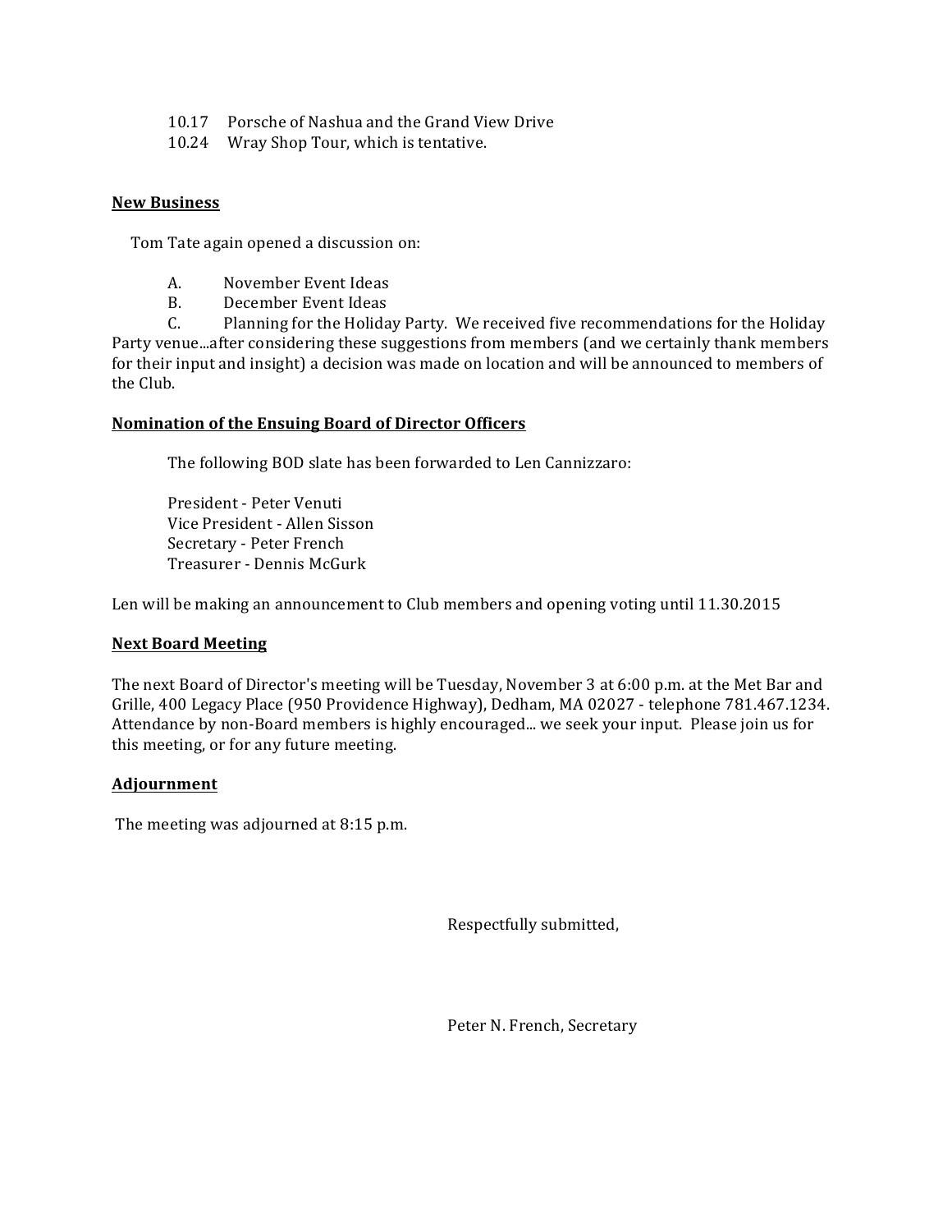10.17 Porsche of Nashua and the Grand View Drive
10.24 Wray Shop Tour, which is tentative.

**New Business**

Tom Tate again opened a discussion on:

A. November Event Ideas
B. December Event Ideas
C. Planning for the Holiday Party. We received five recommendations for the Holiday Party venue...after considering these suggestions from members (and we certainly thank members for their input and insight) a decision was made on location and will be announced to members of the Club.

**Nomination of the Ensuing Board of Director Officers**

The following BOD slate has been forwarded to Len Cannizzaro:

President - Peter Venuti
Vice President - Allen Sisson
Secretary - Peter French
Treasurer - Dennis McGurk

Len will be making an announcement to Club members and opening voting until 11.30.2015

**Next Board Meeting**

The next Board of Director's meeting will be Tuesday, November 3 at 6:00 p.m. at the Met Bar and Grille, 400 Legacy Place (950 Providence Highway), Dedham, MA 02027 - telephone 781.467.1234. Attendance by non-Board members is highly encouraged... we seek your input. Please join us for this meeting, or for any future meeting.

**Adjournment**

The meeting was adjourned at 8:15 p.m.

Respectfully submitted,

Peter N. French, Secretary